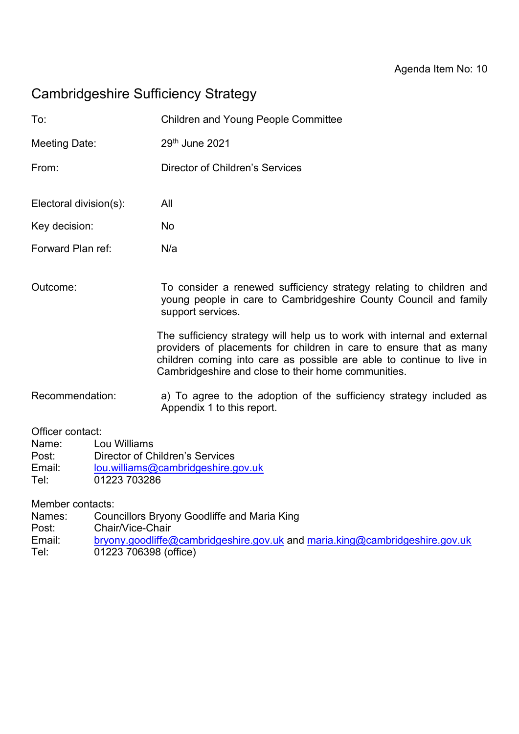Agenda Item No: 10

# Cambridgeshire Sufficiency Strategy

| | |
|---|---|
| To: | Children and Young People Committee |
| Meeting Date: | 29th June 2021 |
| From: | Director of Children's Services |
| Electoral division(s): | All |
| Key decision: | No |
| Forward Plan ref: | N/a |
| Outcome: | To consider a renewed sufficiency strategy relating to children and young people in care to Cambridgeshire County Council and family support services.<br><br>The sufficiency strategy will help us to work with internal and external providers of placements for children in care to ensure that as many children coming into care as possible are able to continue to live in Cambridgeshire and close to their home communities. |
| Recommendation: | a) To agree to the adoption of the sufficiency strategy included as Appendix 1 to this report. |

Officer contact:
Name: Lou Williams
Post: Director of Children's Services
Email: lou.williams@cambridgeshire.gov.uk
Tel: 01223 703286

Member contacts:
Names: Councillors Bryony Goodliffe and Maria King
Post: Chair/Vice-Chair
Email: bryony.goodliffe@cambridgeshire.gov.uk and maria.king@cambridgeshire.gov.uk
Tel: 01223 706398 (office)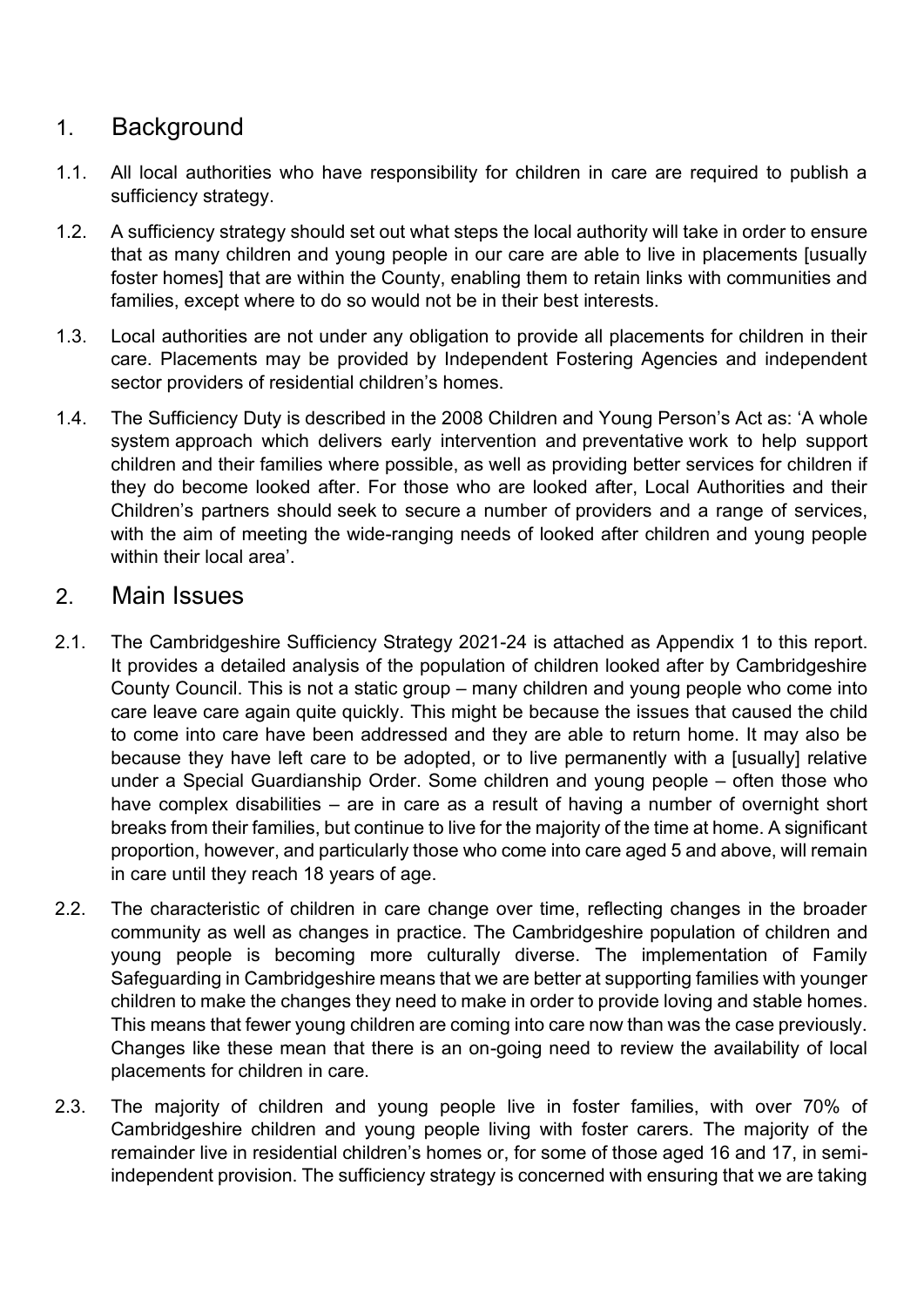## 1. Background

1.1. All local authorities who have responsibility for children in care are required to publish a sufficiency strategy.

1.2. A sufficiency strategy should set out what steps the local authority will take in order to ensure that as many children and young people in our care are able to live in placements [usually foster homes] that are within the County, enabling them to retain links with communities and families, except where to do so would not be in their best interests.

1.3. Local authorities are not under any obligation to provide all placements for children in their care. Placements may be provided by Independent Fostering Agencies and independent sector providers of residential children's homes.

1.4. The Sufficiency Duty is described in the 2008 Children and Young Person's Act as: 'A whole system approach which delivers early intervention and preventative work to help support children and their families where possible, as well as providing better services for children if they do become looked after. For those who are looked after, Local Authorities and their Children's partners should seek to secure a number of providers and a range of services, with the aim of meeting the wide-ranging needs of looked after children and young people within their local area'.

## 2. Main Issues

2.1. The Cambridgeshire Sufficiency Strategy 2021-24 is attached as Appendix 1 to this report. It provides a detailed analysis of the population of children looked after by Cambridgeshire County Council. This is not a static group – many children and young people who come into care leave care again quite quickly. This might be because the issues that caused the child to come into care have been addressed and they are able to return home. It may also be because they have left care to be adopted, or to live permanently with a [usually] relative under a Special Guardianship Order. Some children and young people – often those who have complex disabilities – are in care as a result of having a number of overnight short breaks from their families, but continue to live for the majority of the time at home. A significant proportion, however, and particularly those who come into care aged 5 and above, will remain in care until they reach 18 years of age.

2.2. The characteristic of children in care change over time, reflecting changes in the broader community as well as changes in practice. The Cambridgeshire population of children and young people is becoming more culturally diverse. The implementation of Family Safeguarding in Cambridgeshire means that we are better at supporting families with younger children to make the changes they need to make in order to provide loving and stable homes. This means that fewer young children are coming into care now than was the case previously. Changes like these mean that there is an on-going need to review the availability of local placements for children in care.

2.3. The majority of children and young people live in foster families, with over 70% of Cambridgeshire children and young people living with foster carers. The majority of the remainder live in residential children's homes or, for some of those aged 16 and 17, in semi-independent provision. The sufficiency strategy is concerned with ensuring that we are taking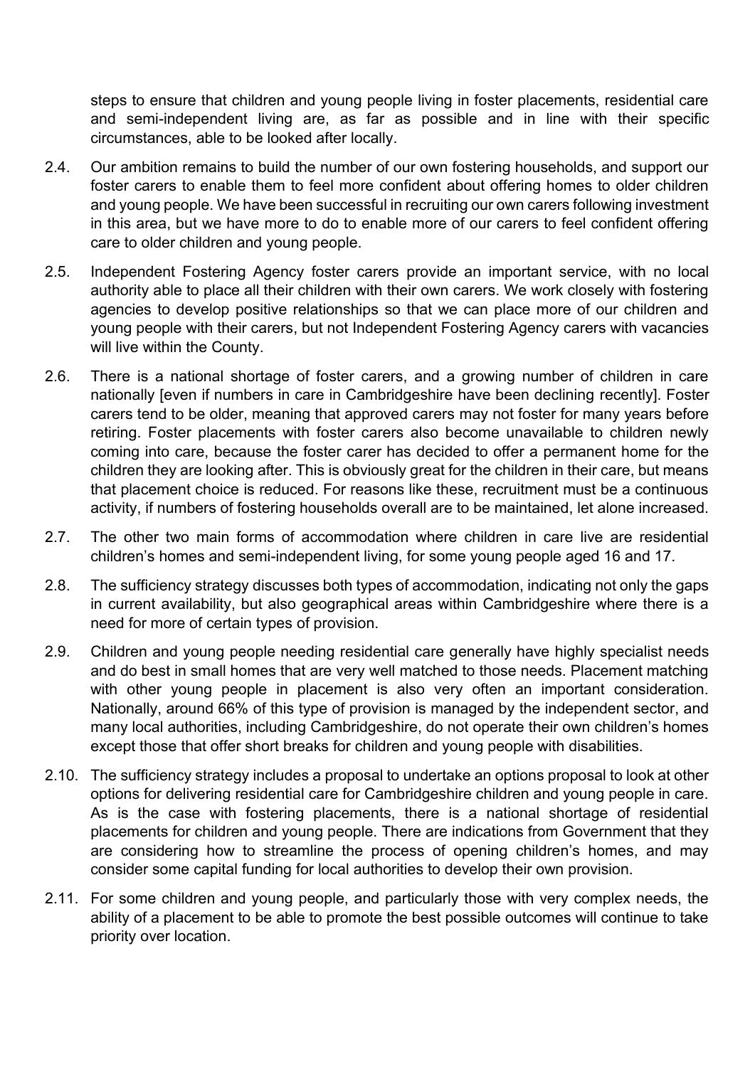steps to ensure that children and young people living in foster placements, residential care and semi-independent living are, as far as possible and in line with their specific circumstances, able to be looked after locally.

2.4. Our ambition remains to build the number of our own fostering households, and support our foster carers to enable them to feel more confident about offering homes to older children and young people. We have been successful in recruiting our own carers following investment in this area, but we have more to do to enable more of our carers to feel confident offering care to older children and young people.

2.5. Independent Fostering Agency foster carers provide an important service, with no local authority able to place all their children with their own carers. We work closely with fostering agencies to develop positive relationships so that we can place more of our children and young people with their carers, but not Independent Fostering Agency carers with vacancies will live within the County.

2.6. There is a national shortage of foster carers, and a growing number of children in care nationally [even if numbers in care in Cambridgeshire have been declining recently]. Foster carers tend to be older, meaning that approved carers may not foster for many years before retiring. Foster placements with foster carers also become unavailable to children newly coming into care, because the foster carer has decided to offer a permanent home for the children they are looking after. This is obviously great for the children in their care, but means that placement choice is reduced. For reasons like these, recruitment must be a continuous activity, if numbers of fostering households overall are to be maintained, let alone increased.

2.7. The other two main forms of accommodation where children in care live are residential children's homes and semi-independent living, for some young people aged 16 and 17.

2.8. The sufficiency strategy discusses both types of accommodation, indicating not only the gaps in current availability, but also geographical areas within Cambridgeshire where there is a need for more of certain types of provision.

2.9. Children and young people needing residential care generally have highly specialist needs and do best in small homes that are very well matched to those needs. Placement matching with other young people in placement is also very often an important consideration. Nationally, around 66% of this type of provision is managed by the independent sector, and many local authorities, including Cambridgeshire, do not operate their own children's homes except those that offer short breaks for children and young people with disabilities.

2.10. The sufficiency strategy includes a proposal to undertake an options proposal to look at other options for delivering residential care for Cambridgeshire children and young people in care. As is the case with fostering placements, there is a national shortage of residential placements for children and young people. There are indications from Government that they are considering how to streamline the process of opening children's homes, and may consider some capital funding for local authorities to develop their own provision.

2.11. For some children and young people, and particularly those with very complex needs, the ability of a placement to be able to promote the best possible outcomes will continue to take priority over location.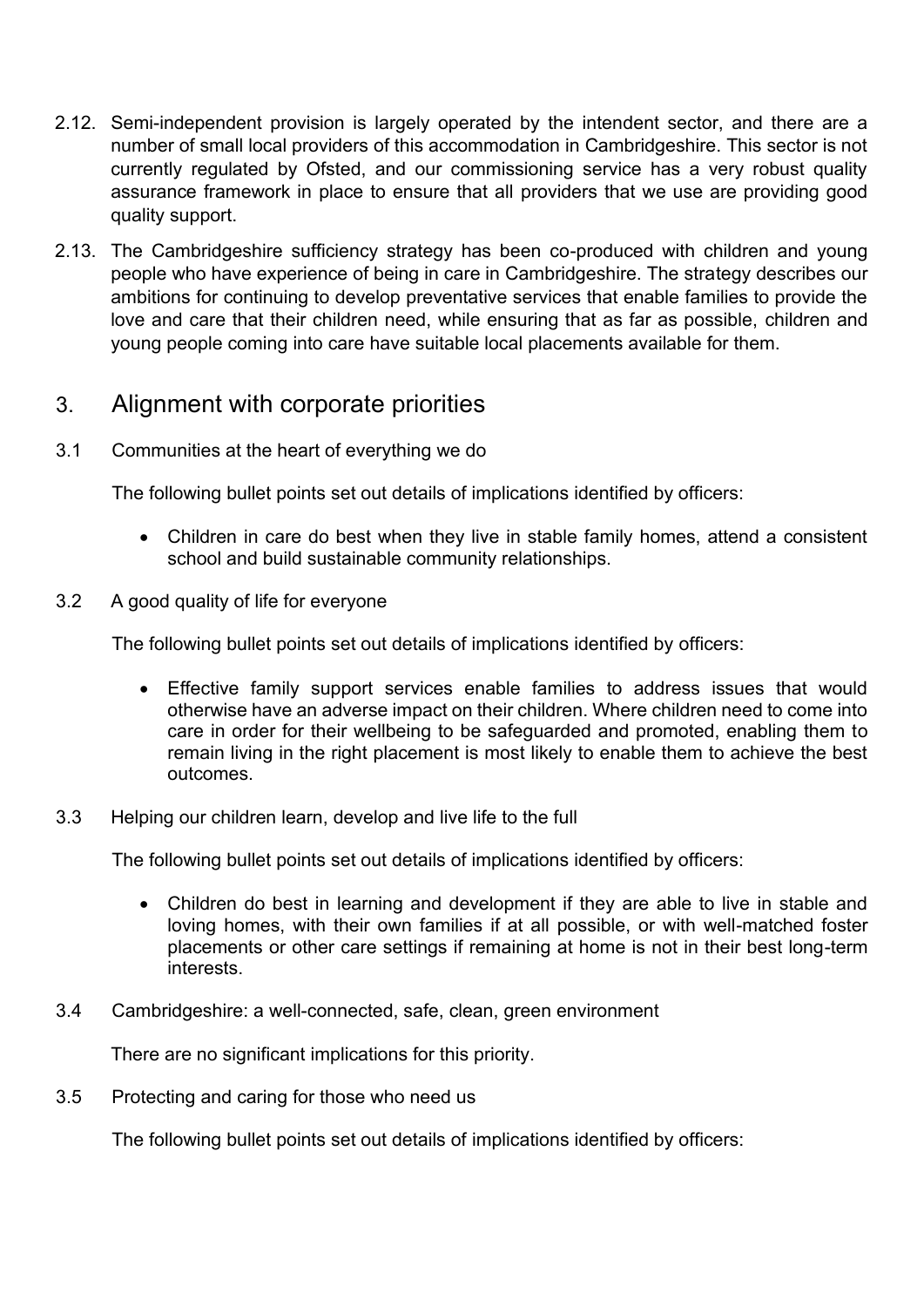2.12. Semi-independent provision is largely operated by the intendent sector, and there are a number of small local providers of this accommodation in Cambridgeshire. This sector is not currently regulated by Ofsted, and our commissioning service has a very robust quality assurance framework in place to ensure that all providers that we use are providing good quality support.

2.13. The Cambridgeshire sufficiency strategy has been co-produced with children and young people who have experience of being in care in Cambridgeshire. The strategy describes our ambitions for continuing to develop preventative services that enable families to provide the love and care that their children need, while ensuring that as far as possible, children and young people coming into care have suitable local placements available for them.

## 3. Alignment with corporate priorities

3.1 Communities at the heart of everything we do

The following bullet points set out details of implications identified by officers:

- Children in care do best when they live in stable family homes, attend a consistent school and build sustainable community relationships.

3.2 A good quality of life for everyone

The following bullet points set out details of implications identified by officers:

- Effective family support services enable families to address issues that would otherwise have an adverse impact on their children. Where children need to come into care in order for their wellbeing to be safeguarded and promoted, enabling them to remain living in the right placement is most likely to enable them to achieve the best outcomes.

3.3 Helping our children learn, develop and live life to the full

The following bullet points set out details of implications identified by officers:

- Children do best in learning and development if they are able to live in stable and loving homes, with their own families if at all possible, or with well-matched foster placements or other care settings if remaining at home is not in their best long-term interests.

3.4 Cambridgeshire: a well-connected, safe, clean, green environment

There are no significant implications for this priority.

3.5 Protecting and caring for those who need us

The following bullet points set out details of implications identified by officers: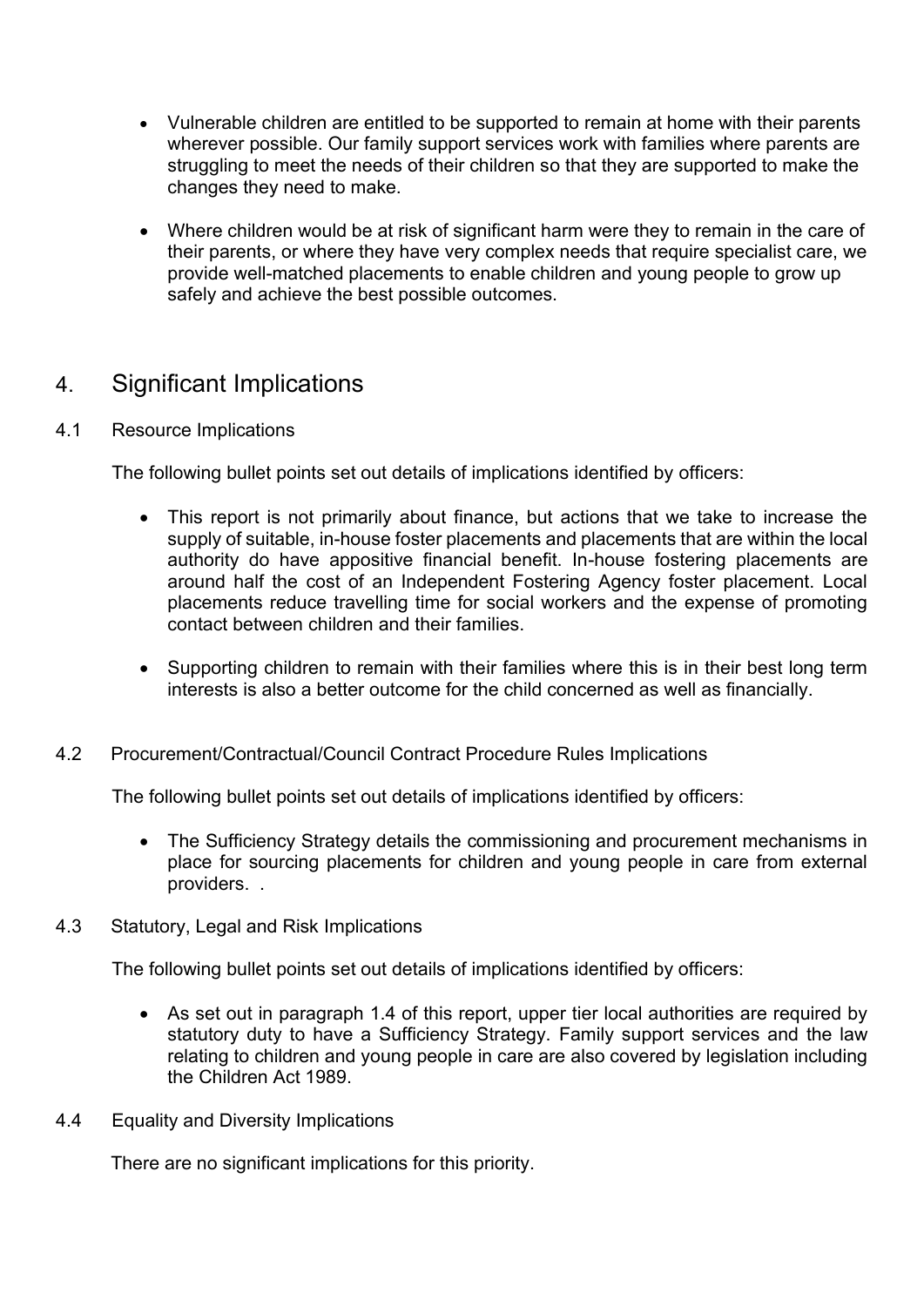- Vulnerable children are entitled to be supported to remain at home with their parents wherever possible. Our family support services work with families where parents are struggling to meet the needs of their children so that they are supported to make the changes they need to make.

- Where children would be at risk of significant harm were they to remain in the care of their parents, or where they have very complex needs that require specialist care, we provide well-matched placements to enable children and young people to grow up safely and achieve the best possible outcomes.

## 4. Significant Implications

### 4.1 Resource Implications

The following bullet points set out details of implications identified by officers:

- This report is not primarily about finance, but actions that we take to increase the supply of suitable, in-house foster placements and placements that are within the local authority do have appositive financial benefit. In-house fostering placements are around half the cost of an Independent Fostering Agency foster placement. Local placements reduce travelling time for social workers and the expense of promoting contact between children and their families.

- Supporting children to remain with their families where this is in their best long term interests is also a better outcome for the child concerned as well as financially.

### 4.2 Procurement/Contractual/Council Contract Procedure Rules Implications

The following bullet points set out details of implications identified by officers:

- The Sufficiency Strategy details the commissioning and procurement mechanisms in place for sourcing placements for children and young people in care from external providers. .

### 4.3 Statutory, Legal and Risk Implications

The following bullet points set out details of implications identified by officers:

- As set out in paragraph 1.4 of this report, upper tier local authorities are required by statutory duty to have a Sufficiency Strategy. Family support services and the law relating to children and young people in care are also covered by legislation including the Children Act 1989.

### 4.4 Equality and Diversity Implications

There are no significant implications for this priority.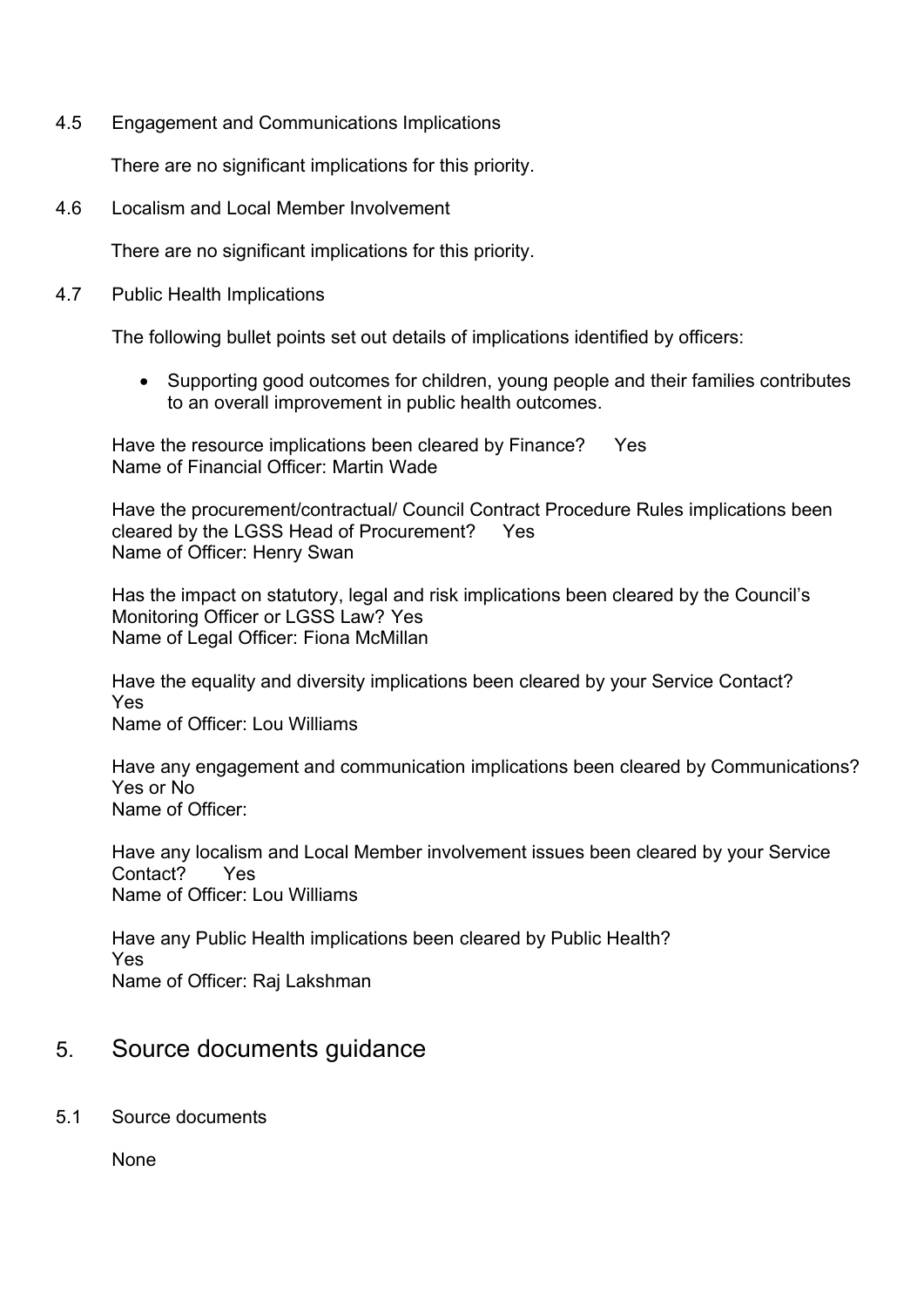4.5 Engagement and Communications Implications

There are no significant implications for this priority.

4.6 Localism and Local Member Involvement

There are no significant implications for this priority.

4.7 Public Health Implications

The following bullet points set out details of implications identified by officers:

- Supporting good outcomes for children, young people and their families contributes to an overall improvement in public health outcomes.

Have the resource implications been cleared by Finance? Yes
Name of Financial Officer: Martin Wade

Have the procurement/contractual/ Council Contract Procedure Rules implications been cleared by the LGSS Head of Procurement? Yes
Name of Officer: Henry Swan

Has the impact on statutory, legal and risk implications been cleared by the Council's Monitoring Officer or LGSS Law? Yes
Name of Legal Officer: Fiona McMillan

Have the equality and diversity implications been cleared by your Service Contact?
Yes
Name of Officer: Lou Williams

Have any engagement and communication implications been cleared by Communications?
Yes or No
Name of Officer:

Have any localism and Local Member involvement issues been cleared by your Service Contact? Yes
Name of Officer: Lou Williams

Have any Public Health implications been cleared by Public Health?
Yes
Name of Officer: Raj Lakshman

## 5. Source documents guidance

5.1 Source documents

None